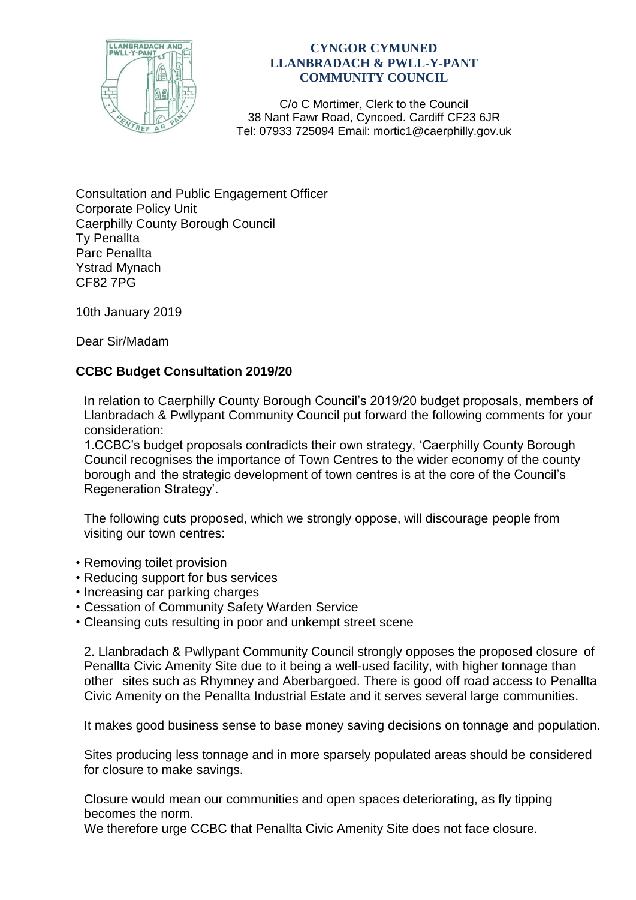**CYNGOR CYMUNED**
**LLANBRADACH & PWLL-Y-PANT**
**COMMUNITY COUNCIL**

C/o C Mortimer, Clerk to the Council
38 Nant Fawr Road, Cyncoed. Cardiff CF23 6JR
Tel: 07933 725094 Email: mortic1@caerphilly.gov.uk

Consultation and Public Engagement Officer
Corporate Policy Unit
Caerphilly County Borough Council
Ty Penallta
Parc Penallta
Ystrad Mynach
CF82 7PG

10th January 2019

Dear Sir/Madam

**CCBC Budget Consultation 2019/20**

In relation to Caerphilly County Borough Council's 2019/20 budget proposals, members of Llanbradach & Pwllypant Community Council put forward the following comments for your consideration:

1.CCBC's budget proposals contradicts their own strategy, 'Caerphilly County Borough Council recognises the importance of Town Centres to the wider economy of the county borough and the strategic development of town centres is at the core of the Council's Regeneration Strategy'.

The following cuts proposed, which we strongly oppose, will discourage people from visiting our town centres:

- Removing toilet provision
- Reducing support for bus services
- Increasing car parking charges
- Cessation of Community Safety Warden Service
- Cleansing cuts resulting in poor and unkempt street scene

2. Llanbradach & Pwllypant Community Council strongly opposes the proposed closure of Penallta Civic Amenity Site due to it being a well-used facility, with higher tonnage than other sites such as Rhymney and Aberbargoed. There is good off road access to Penallta Civic Amenity on the Penallta Industrial Estate and it serves several large communities.

It makes good business sense to base money saving decisions on tonnage and population.

Sites producing less tonnage and in more sparsely populated areas should be considered for closure to make savings.

Closure would mean our communities and open spaces deteriorating, as fly tipping becomes the norm.
We therefore urge CCBC that Penallta Civic Amenity Site does not face closure.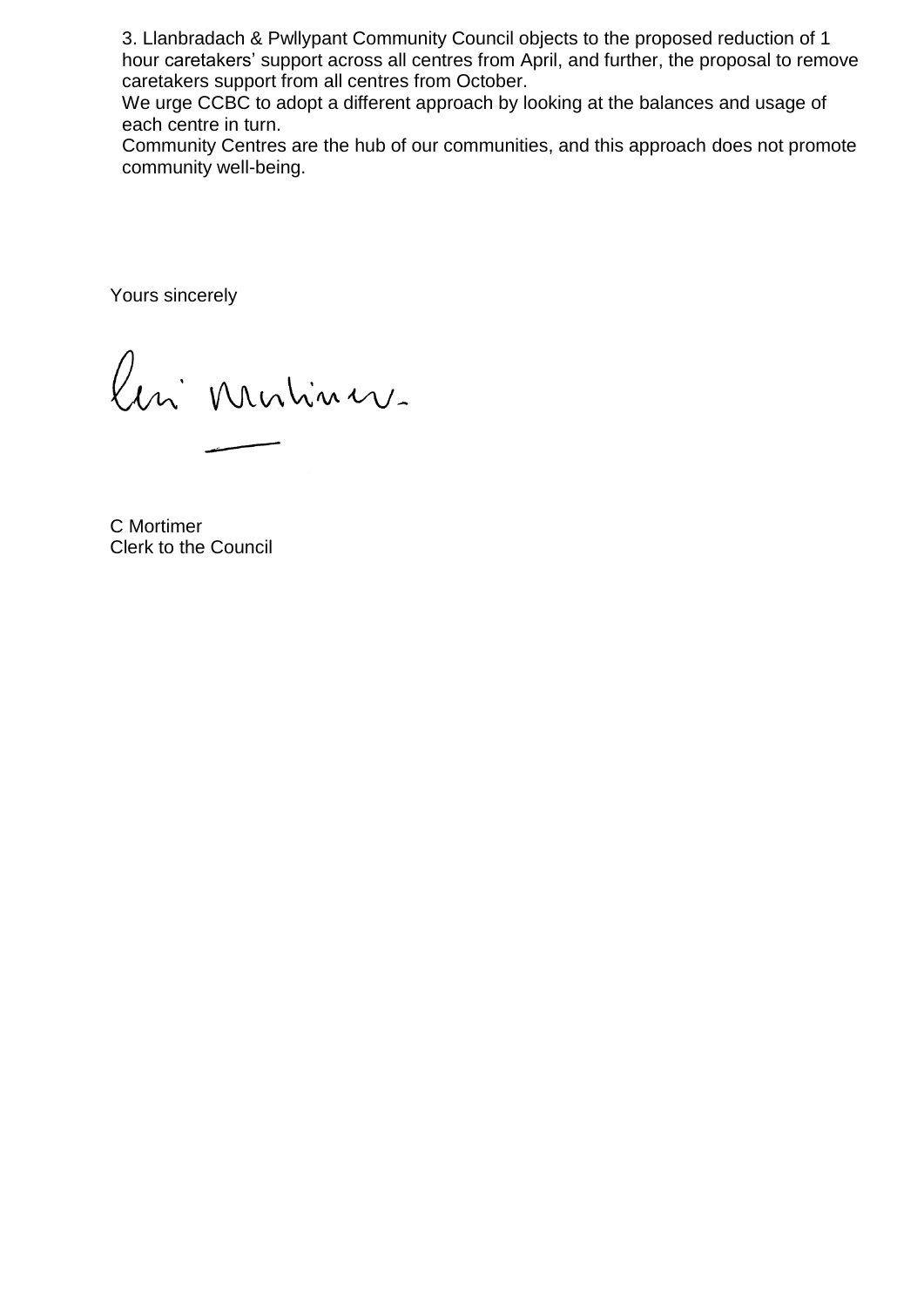3. Llanbradach & Pwllypant Community Council objects to the proposed reduction of 1 hour caretakers' support across all centres from April, and further, the proposal to remove caretakers support from all centres from October.
We urge CCBC to adopt a different approach by looking at the balances and usage of each centre in turn.
Community Centres are the hub of our communities, and this approach does not promote community well-being.

Yours sincerely

C Mortimer
Clerk to the Council